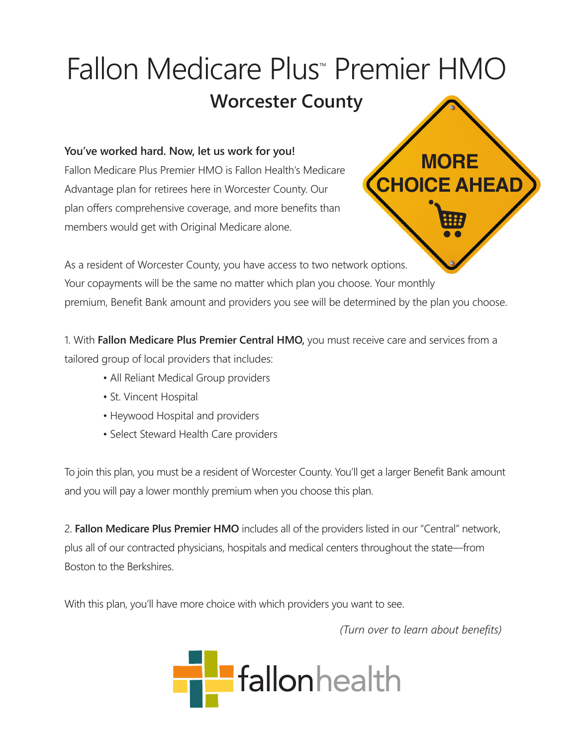# Fallon Medicare Plus™ Premier HMO

## Worcester County

MORE CHOICE AHEAD

**You've worked hard. Now, let us work for you!**

Fallon Medicare Plus Premier HMO is Fallon Health's Medicare Advantage plan for retirees here in Worcester County. Our plan offers comprehensive coverage, and more benefits than members would get with Original Medicare alone.

As a resident of Worcester County, you have access to two network options. Your copayments will be the same no matter which plan you choose. Your monthly premium, Benefit Bank amount and providers you see will be determined by the plan you choose.

1. With **Fallon Medicare Plus Premier Central HMO,** you must receive care and services from a tailored group of local providers that includes:

   - All Reliant Medical Group providers
   - St. Vincent Hospital
   - Heywood Hospital and providers
   - Select Steward Health Care providers

To join this plan, you must be a resident of Worcester County. You'll get a larger Benefit Bank amount and you will pay a lower monthly premium when you choose this plan.

2. **Fallon Medicare Plus Premier HMO** includes all of the providers listed in our "Central" network, plus all of our contracted physicians, hospitals and medical centers throughout the state—from Boston to the Berkshires.

With this plan, you'll have more choice with which providers you want to see.

*(Turn over to learn about benefits)*

fallonhealth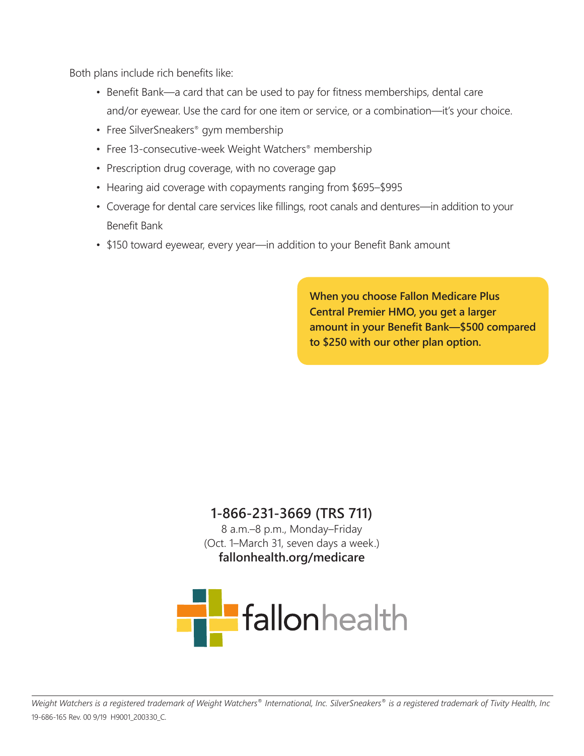Both plans include rich benefits like:

- Benefit Bank—a card that can be used to pay for fitness memberships, dental care and/or eyewear. Use the card for one item or service, or a combination—it's your choice.
- Free SilverSneakers® gym membership
- Free 13-consecutive-week Weight Watchers® membership
- Prescription drug coverage, with no coverage gap
- Hearing aid coverage with copayments ranging from $695–$995
- Coverage for dental care services like fillings, root canals and dentures—in addition to your Benefit Bank
- $150 toward eyewear, every year—in addition to your Benefit Bank amount

**When you choose Fallon Medicare Plus Central Premier HMO, you get a larger amount in your Benefit Bank—$500 compared to $250 with our other plan option.**

**1-866-231-3669 (TRS 711)**
8 a.m.–8 p.m., Monday–Friday
(Oct. 1–March 31, seven days a week.)
**fallonhealth.org/medicare**

fallonhealth

*Weight Watchers is a registered trademark of Weight Watchers® International, Inc. SilverSneakers® is a registered trademark of Tivity Health, Inc*

19-686-165 Rev. 00 9/19 H9001_200330_C.